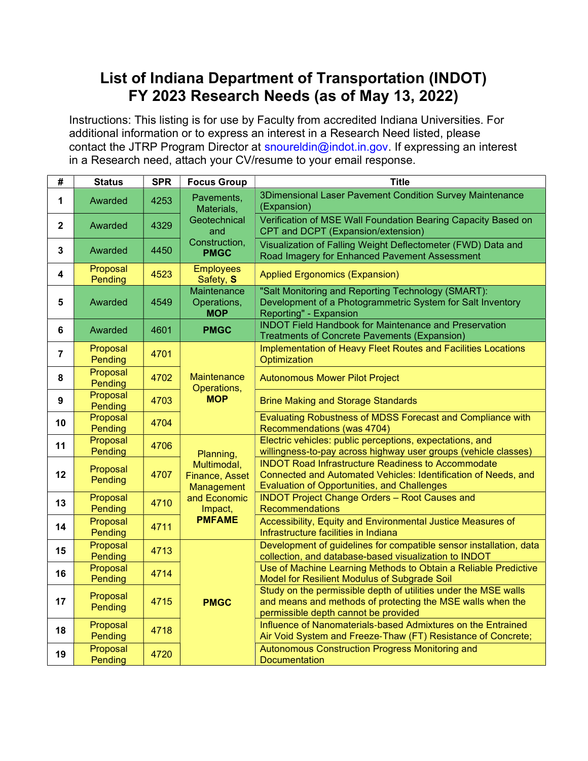# List of Indiana Department of Transportation (INDOT) FY 2023 Research Needs (as of May 13, 2022)

Instructions: This listing is for use by Faculty from accredited Indiana Universities. For additional information or to express an interest in a Research Need listed, please contact the JTRP Program Director at snoureldin@indot.in.gov. If expressing an interest in a Research need, attach your CV/resume to your email response.

| # | Status | SPR | Focus Group | Title |
|---|---|---|---|---|
| 1 | Awarded | 4253 | Pavements, Materials, Geotechnical and Construction, **PMGC** | 3Dimensional Laser Pavement Condition Survey Maintenance (Expansion) |
| 2 | Awarded | 4329 | | Verification of MSE Wall Foundation Bearing Capacity Based on CPT and DCPT (Expansion/extension) |
| 3 | Awarded | 4450 | | Visualization of Falling Weight Deflectometer (FWD) Data and Road Imagery for Enhanced Pavement Assessment |
| 4 | Proposal Pending | 4523 | Employees Safety, **S** | Applied Ergonomics (Expansion) |
| 5 | Awarded | 4549 | Maintenance Operations, **MOP** | "Salt Monitoring and Reporting Technology (SMART): Development of a Photogrammetric System for Salt Inventory Reporting" - Expansion |
| 6 | Awarded | 4601 | **PMGC** | INDOT Field Handbook for Maintenance and Preservation Treatments of Concrete Pavements (Expansion) |
| 7 | Proposal Pending | 4701 | Maintenance Operations, **MOP** | Implementation of Heavy Fleet Routes and Facilities Locations Optimization |
| 8 | Proposal Pending | 4702 | | Autonomous Mower Pilot Project |
| 9 | Proposal Pending | 4703 | | Brine Making and Storage Standards |
| 10 | Proposal Pending | 4704 | | Evaluating Robustness of MDSS Forecast and Compliance with Recommendations (was 4704) |
| 11 | Proposal Pending | 4706 | Planning, Multimodal, Finance, Asset Management and Economic Impact, **PMFAME** | Electric vehicles: public perceptions, expectations, and willingness-to-pay across highway user groups (vehicle classes) |
| 12 | Proposal Pending | 4707 | | INDOT Road Infrastructure Readiness to Accommodate Connected and Automated Vehicles: Identification of Needs, and Evaluation of Opportunities, and Challenges |
| 13 | Proposal Pending | 4710 | | INDOT Project Change Orders – Root Causes and Recommendations |
| 14 | Proposal Pending | 4711 | | Accessibility, Equity and Environmental Justice Measures of Infrastructure facilities in Indiana |
| 15 | Proposal Pending | 4713 | **PMGC** | Development of guidelines for compatible sensor installation, data collection, and database-based visualization to INDOT |
| 16 | Proposal Pending | 4714 | | Use of Machine Learning Methods to Obtain a Reliable Predictive Model for Resilient Modulus of Subgrade Soil |
| 17 | Proposal Pending | 4715 | | Study on the permissible depth of utilities under the MSE walls and means and methods of protecting the MSE walls when the permissible depth cannot be provided |
| 18 | Proposal Pending | 4718 | | Influence of Nanomaterials-based Admixtures on the Entrained Air Void System and Freeze-Thaw (FT) Resistance of Concrete; |
| 19 | Proposal Pending | 4720 | | Autonomous Construction Progress Monitoring and Documentation |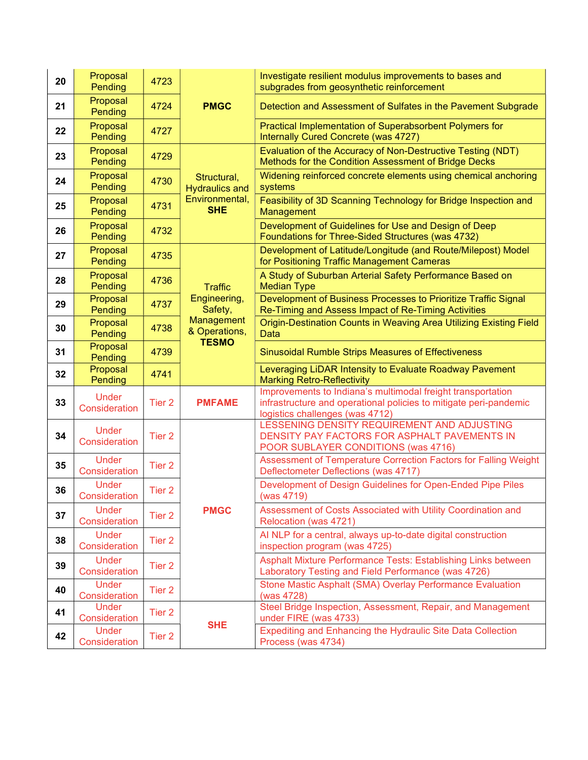| 20 | Proposal Pending | 4723 | PMGC | Investigate resilient modulus improvements to bases and subgrades from geosynthetic reinforcement |
|---|---|---|---|---|
| 21 | Proposal Pending | 4724 | | Detection and Assessment of Sulfates in the Pavement Subgrade |
| 22 | Proposal Pending | 4727 | | Practical Implementation of Superabsorbent Polymers for Internally Cured Concrete (was 4727) |
| 23 | Proposal Pending | 4729 | Structural, Hydraulics and Environmental, **SHE** | Evaluation of the Accuracy of Non-Destructive Testing (NDT) Methods for the Condition Assessment of Bridge Decks |
| 24 | Proposal Pending | 4730 | | Widening reinforced concrete elements using chemical anchoring systems |
| 25 | Proposal Pending | 4731 | | Feasibility of 3D Scanning Technology for Bridge Inspection and Management |
| 26 | Proposal Pending | 4732 | | Development of Guidelines for Use and Design of Deep Foundations for Three-Sided Structures (was 4732) |
| 27 | Proposal Pending | 4735 | Traffic Engineering, Safety, Management & Operations, **TESMO** | Development of Latitude/Longitude (and Route/Milepost) Model for Positioning Traffic Management Cameras |
| 28 | Proposal Pending | 4736 | | A Study of Suburban Arterial Safety Performance Based on Median Type |
| 29 | Proposal Pending | 4737 | | Development of Business Processes to Prioritize Traffic Signal Re-Timing and Assess Impact of Re-Timing Activities |
| 30 | Proposal Pending | 4738 | | Origin-Destination Counts in Weaving Area Utilizing Existing Field Data |
| 31 | Proposal Pending | 4739 | | Sinusoidal Rumble Strips Measures of Effectiveness |
| 32 | Proposal Pending | 4741 | | Leveraging LiDAR Intensity to Evaluate Roadway Pavement Marking Retro-Reflectivity |
| 33 | Under Consideration | Tier 2 | **PMFAME** | Improvements to Indiana's multimodal freight transportation infrastructure and operational policies to mitigate peri-pandemic logistics challenges (was 4712) |
| 34 | Under Consideration | Tier 2 | **PMGC** | LESSENING DENSITY REQUIREMENT AND ADJUSTING DENSITY PAY FACTORS FOR ASPHALT PAVEMENTS IN POOR SUBLAYER CONDITIONS (was 4716) |
| 35 | Under Consideration | Tier 2 | | Assessment of Temperature Correction Factors for Falling Weight Deflectometer Deflections (was 4717) |
| 36 | Under Consideration | Tier 2 | | Development of Design Guidelines for Open-Ended Pipe Piles (was 4719) |
| 37 | Under Consideration | Tier 2 | | Assessment of Costs Associated with Utility Coordination and Relocation (was 4721) |
| 38 | Under Consideration | Tier 2 | | AI NLP for a central, always up-to-date digital construction inspection program (was 4725) |
| 39 | Under Consideration | Tier 2 | | Asphalt Mixture Performance Tests: Establishing Links between Laboratory Testing and Field Performance (was 4726) |
| 40 | Under Consideration | Tier 2 | | Stone Mastic Asphalt (SMA) Overlay Performance Evaluation (was 4728) |
| 41 | Under Consideration | Tier 2 | **SHE** | Steel Bridge Inspection, Assessment, Repair, and Management under FIRE (was 4733) |
| 42 | Under Consideration | Tier 2 | | Expediting and Enhancing the Hydraulic Site Data Collection Process (was 4734) |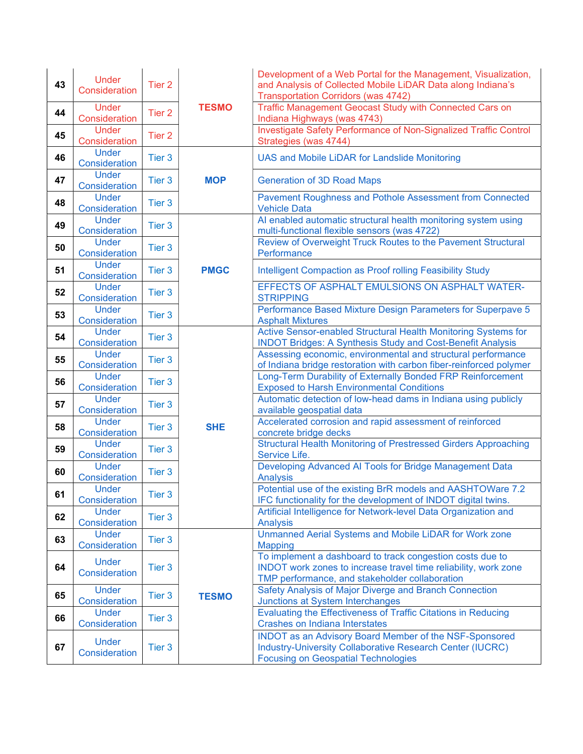| | | | | |
|---|---|---|---|---|
| **43** | Under Consideration | Tier 2 | **TESMO** | Development of a Web Portal for the Management, Visualization, and Analysis of Collected Mobile LiDAR Data along Indiana's Transportation Corridors (was 4742) |
| **44** | Under Consideration | Tier 2 | | Traffic Management Geocast Study with Connected Cars on Indiana Highways (was 4743) |
| **45** | Under Consideration | Tier 2 | | Investigate Safety Performance of Non-Signalized Traffic Control Strategies (was 4744) |
| **46** | Under Consideration | Tier 3 | **MOP** | UAS and Mobile LiDAR for Landslide Monitoring |
| **47** | Under Consideration | Tier 3 | | Generation of 3D Road Maps |
| **48** | Under Consideration | Tier 3 | | Pavement Roughness and Pothole Assessment from Connected Vehicle Data |
| **49** | Under Consideration | Tier 3 | **PMGC** | AI enabled automatic structural health monitoring system using multi-functional flexible sensors (was 4722) |
| **50** | Under Consideration | Tier 3 | | Review of Overweight Truck Routes to the Pavement Structural Performance |
| **51** | Under Consideration | Tier 3 | | Intelligent Compaction as Proof rolling Feasibility Study |
| **52** | Under Consideration | Tier 3 | | EFFECTS OF ASPHALT EMULSIONS ON ASPHALT WATER-STRIPPING |
| **53** | Under Consideration | Tier 3 | | Performance Based Mixture Design Parameters for Superpave 5 Asphalt Mixtures |
| **54** | Under Consideration | Tier 3 | **SHE** | Active Sensor-enabled Structural Health Monitoring Systems for INDOT Bridges: A Synthesis Study and Cost-Benefit Analysis |
| **55** | Under Consideration | Tier 3 | | Assessing economic, environmental and structural performance of Indiana bridge restoration with carbon fiber-reinforced polymer |
| **56** | Under Consideration | Tier 3 | | Long-Term Durability of Externally Bonded FRP Reinforcement Exposed to Harsh Environmental Conditions |
| **57** | Under Consideration | Tier 3 | | Automatic detection of low-head dams in Indiana using publicly available geospatial data |
| **58** | Under Consideration | Tier 3 | | Accelerated corrosion and rapid assessment of reinforced concrete bridge decks |
| **59** | Under Consideration | Tier 3 | | Structural Health Monitoring of Prestressed Girders Approaching Service Life. |
| **60** | Under Consideration | Tier 3 | | Developing Advanced AI Tools for Bridge Management Data Analysis |
| **61** | Under Consideration | Tier 3 | | Potential use of the existing BrR models and AASHTOWare 7.2 IFC functionality for the development of INDOT digital twins. |
| **62** | Under Consideration | Tier 3 | | Artificial Intelligence for Network-level Data Organization and Analysis |
| **63** | Under Consideration | Tier 3 | **TESMO** | Unmanned Aerial Systems and Mobile LiDAR for Work zone Mapping |
| **64** | Under Consideration | Tier 3 | | To implement a dashboard to track congestion costs due to INDOT work zones to increase travel time reliability, work zone TMP performance, and stakeholder collaboration |
| **65** | Under Consideration | Tier 3 | | Safety Analysis of Major Diverge and Branch Connection Junctions at System Interchanges |
| **66** | Under Consideration | Tier 3 | | Evaluating the Effectiveness of Traffic Citations in Reducing Crashes on Indiana Interstates |
| **67** | Under Consideration | Tier 3 | | INDOT as an Advisory Board Member of the NSF-Sponsored Industry-University Collaborative Research Center (IUCRC) Focusing on Geospatial Technologies |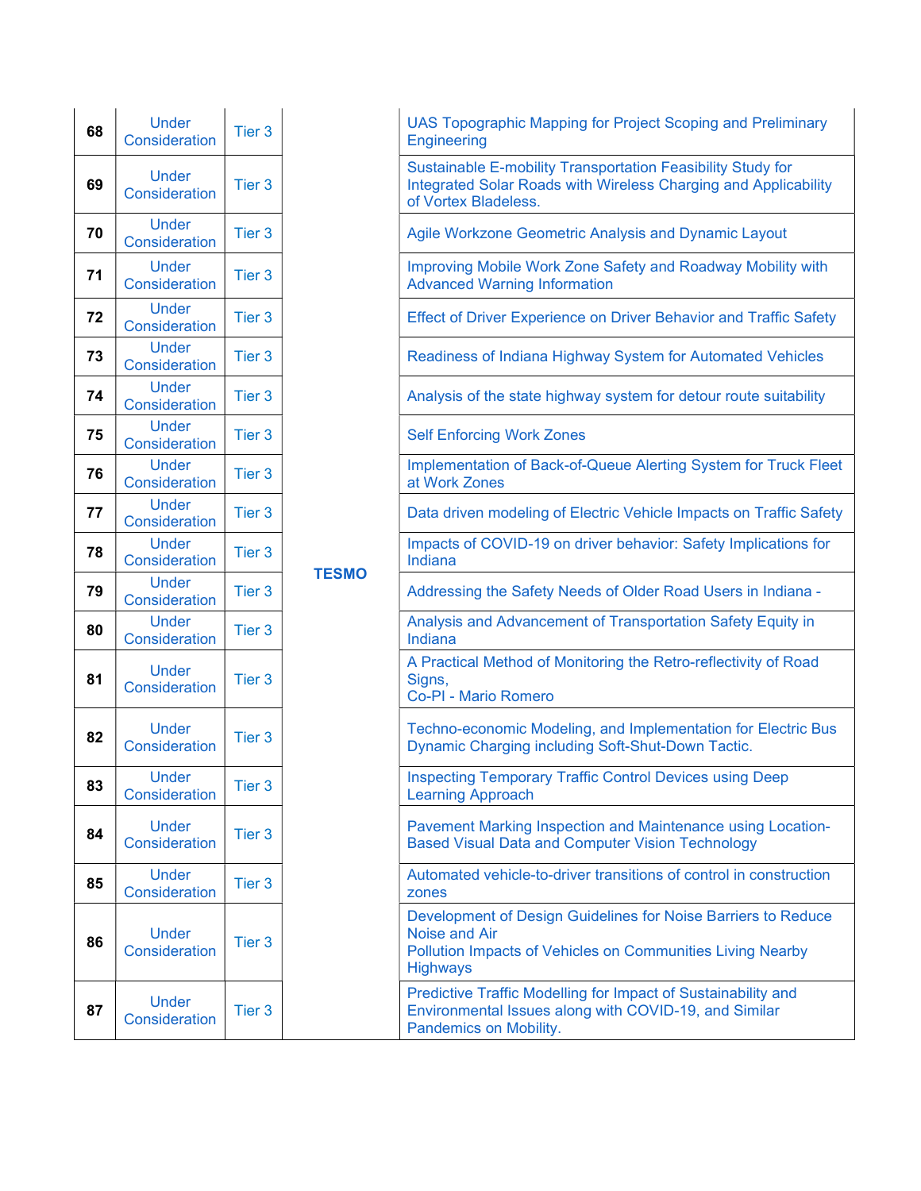| | | | | |
|---|---|---|---|---|
| **68** | Under Consideration | Tier 3 | **TESMO** | UAS Topographic Mapping for Project Scoping and Preliminary Engineering |
| **69** | Under Consideration | Tier 3 | | Sustainable E-mobility Transportation Feasibility Study for Integrated Solar Roads with Wireless Charging and Applicability of Vortex Bladeless. |
| **70** | Under Consideration | Tier 3 | | Agile Workzone Geometric Analysis and Dynamic Layout |
| **71** | Under Consideration | Tier 3 | | Improving Mobile Work Zone Safety and Roadway Mobility with Advanced Warning Information |
| **72** | Under Consideration | Tier 3 | | Effect of Driver Experience on Driver Behavior and Traffic Safety |
| **73** | Under Consideration | Tier 3 | | Readiness of Indiana Highway System for Automated Vehicles |
| **74** | Under Consideration | Tier 3 | | Analysis of the state highway system for detour route suitability |
| **75** | Under Consideration | Tier 3 | | Self Enforcing Work Zones |
| **76** | Under Consideration | Tier 3 | | Implementation of Back-of-Queue Alerting System for Truck Fleet at Work Zones |
| **77** | Under Consideration | Tier 3 | | Data driven modeling of Electric Vehicle Impacts on Traffic Safety |
| **78** | Under Consideration | Tier 3 | | Impacts of COVID-19 on driver behavior: Safety Implications for Indiana |
| **79** | Under Consideration | Tier 3 | | Addressing the Safety Needs of Older Road Users in Indiana - |
| **80** | Under Consideration | Tier 3 | | Analysis and Advancement of Transportation Safety Equity in Indiana |
| **81** | Under Consideration | Tier 3 | | A Practical Method of Monitoring the Retro-reflectivity of Road Signs, Co-PI - Mario Romero |
| **82** | Under Consideration | Tier 3 | | Techno-economic Modeling, and Implementation for Electric Bus Dynamic Charging including Soft-Shut-Down Tactic. |
| **83** | Under Consideration | Tier 3 | | Inspecting Temporary Traffic Control Devices using Deep Learning Approach |
| **84** | Under Consideration | Tier 3 | | Pavement Marking Inspection and Maintenance using Location-Based Visual Data and Computer Vision Technology |
| **85** | Under Consideration | Tier 3 | | Automated vehicle-to-driver transitions of control in construction zones |
| **86** | Under Consideration | Tier 3 | | Development of Design Guidelines for Noise Barriers to Reduce Noise and Air Pollution Impacts of Vehicles on Communities Living Nearby Highways |
| **87** | Under Consideration | Tier 3 | | Predictive Traffic Modelling for Impact of Sustainability and Environmental Issues along with COVID-19, and Similar Pandemics on Mobility. |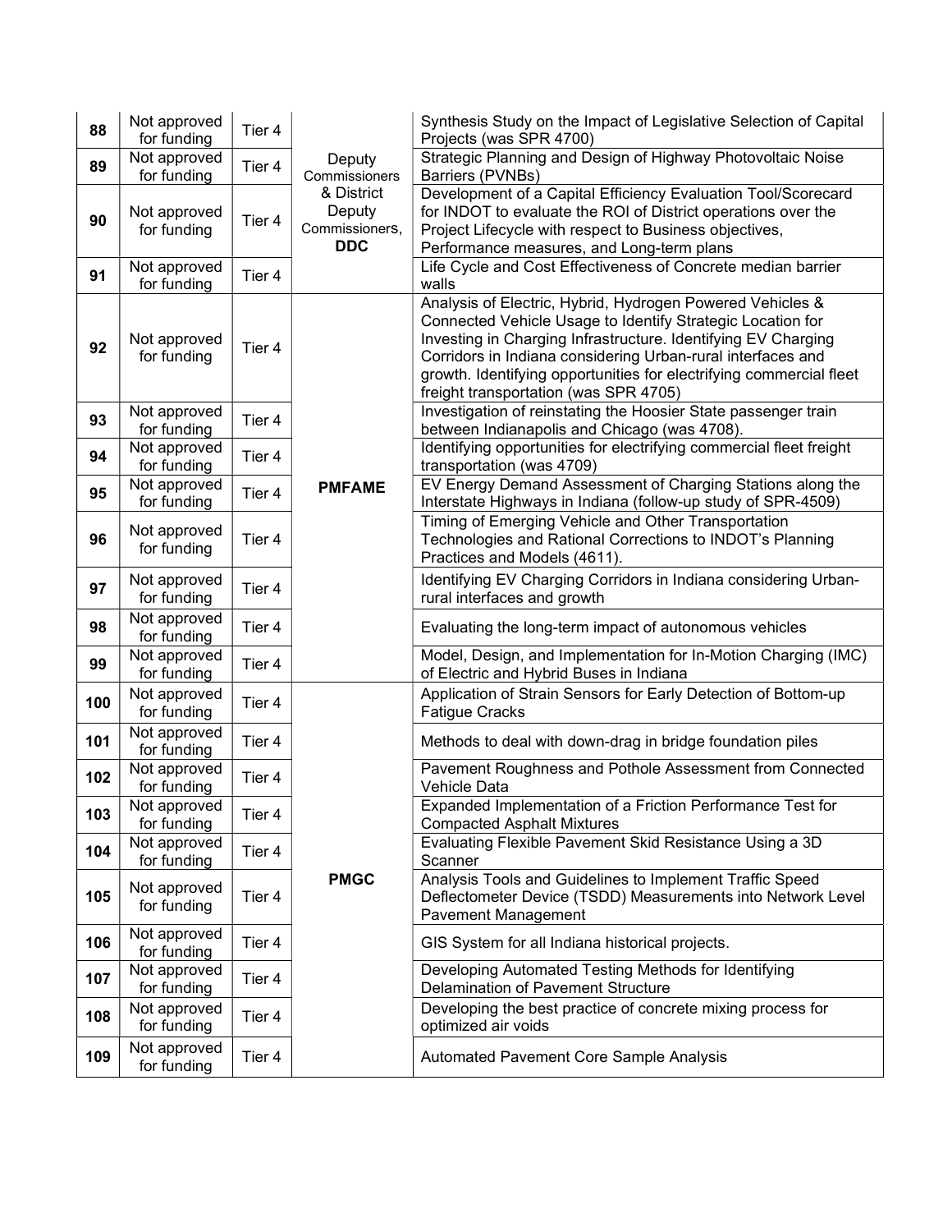| | | | | |
|---|---|---|---|---|
| **88** | Not approved for funding | Tier 4 | Deputy Commissioners & District Deputy Commissioners, **DDC** | Synthesis Study on the Impact of Legislative Selection of Capital Projects (was SPR 4700) |
| **89** | Not approved for funding | Tier 4 | | Strategic Planning and Design of Highway Photovoltaic Noise Barriers (PVNBs) |
| **90** | Not approved for funding | Tier 4 | | Development of a Capital Efficiency Evaluation Tool/Scorecard for INDOT to evaluate the ROI of District operations over the Project Lifecycle with respect to Business objectives, Performance measures, and Long-term plans |
| **91** | Not approved for funding | Tier 4 | | Life Cycle and Cost Effectiveness of Concrete median barrier walls |
| **92** | Not approved for funding | Tier 4 | **PMFAME** | Analysis of Electric, Hybrid, Hydrogen Powered Vehicles & Connected Vehicle Usage to Identify Strategic Location for Investing in Charging Infrastructure. Identifying EV Charging Corridors in Indiana considering Urban-rural interfaces and growth. Identifying opportunities for electrifying commercial fleet freight transportation (was SPR 4705) |
| **93** | Not approved for funding | Tier 4 | | Investigation of reinstating the Hoosier State passenger train between Indianapolis and Chicago (was 4708). |
| **94** | Not approved for funding | Tier 4 | | Identifying opportunities for electrifying commercial fleet freight transportation (was 4709) |
| **95** | Not approved for funding | Tier 4 | | EV Energy Demand Assessment of Charging Stations along the Interstate Highways in Indiana (follow-up study of SPR-4509) |
| **96** | Not approved for funding | Tier 4 | | Timing of Emerging Vehicle and Other Transportation Technologies and Rational Corrections to INDOT's Planning Practices and Models (4611). |
| **97** | Not approved for funding | Tier 4 | | Identifying EV Charging Corridors in Indiana considering Urban-rural interfaces and growth |
| **98** | Not approved for funding | Tier 4 | | Evaluating the long-term impact of autonomous vehicles |
| **99** | Not approved for funding | Tier 4 | | Model, Design, and Implementation for In-Motion Charging (IMC) of Electric and Hybrid Buses in Indiana |
| **100** | Not approved for funding | Tier 4 | **PMGC** | Application of Strain Sensors for Early Detection of Bottom-up Fatigue Cracks |
| **101** | Not approved for funding | Tier 4 | | Methods to deal with down-drag in bridge foundation piles |
| **102** | Not approved for funding | Tier 4 | | Pavement Roughness and Pothole Assessment from Connected Vehicle Data |
| **103** | Not approved for funding | Tier 4 | | Expanded Implementation of a Friction Performance Test for Compacted Asphalt Mixtures |
| **104** | Not approved for funding | Tier 4 | | Evaluating Flexible Pavement Skid Resistance Using a 3D Scanner |
| **105** | Not approved for funding | Tier 4 | | Analysis Tools and Guidelines to Implement Traffic Speed Deflectometer Device (TSDD) Measurements into Network Level Pavement Management |
| **106** | Not approved for funding | Tier 4 | | GIS System for all Indiana historical projects. |
| **107** | Not approved for funding | Tier 4 | | Developing Automated Testing Methods for Identifying Delamination of Pavement Structure |
| **108** | Not approved for funding | Tier 4 | | Developing the best practice of concrete mixing process for optimized air voids |
| **109** | Not approved for funding | Tier 4 | | Automated Pavement Core Sample Analysis |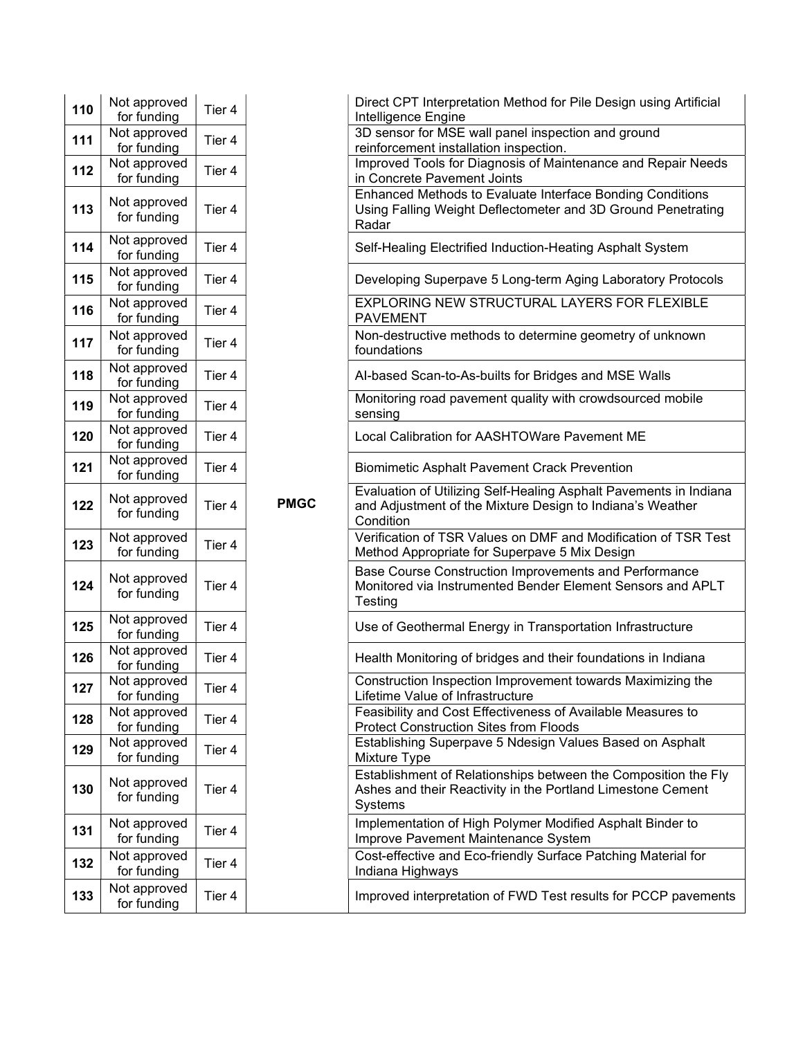| | | | | |
|---|---|---|---|---|
| **110** | Not approved for funding | Tier 4 | | Direct CPT Interpretation Method for Pile Design using Artificial Intelligence Engine |
| **111** | Not approved for funding | Tier 4 | | 3D sensor for MSE wall panel inspection and ground reinforcement installation inspection. |
| **112** | Not approved for funding | Tier 4 | | Improved Tools for Diagnosis of Maintenance and Repair Needs in Concrete Pavement Joints |
| **113** | Not approved for funding | Tier 4 | | Enhanced Methods to Evaluate Interface Bonding Conditions Using Falling Weight Deflectometer and 3D Ground Penetrating Radar |
| **114** | Not approved for funding | Tier 4 | | Self-Healing Electrified Induction-Heating Asphalt System |
| **115** | Not approved for funding | Tier 4 | | Developing Superpave 5 Long-term Aging Laboratory Protocols |
| **116** | Not approved for funding | Tier 4 | | EXPLORING NEW STRUCTURAL LAYERS FOR FLEXIBLE PAVEMENT |
| **117** | Not approved for funding | Tier 4 | | Non-destructive methods to determine geometry of unknown foundations |
| **118** | Not approved for funding | Tier 4 | | AI-based Scan-to-As-builts for Bridges and MSE Walls |
| **119** | Not approved for funding | Tier 4 | | Monitoring road pavement quality with crowdsourced mobile sensing |
| **120** | Not approved for funding | Tier 4 | | Local Calibration for AASHTOWare Pavement ME |
| **121** | Not approved for funding | Tier 4 | | Biomimetic Asphalt Pavement Crack Prevention |
| **122** | Not approved for funding | Tier 4 | **PMGC** | Evaluation of Utilizing Self-Healing Asphalt Pavements in Indiana and Adjustment of the Mixture Design to Indiana's Weather Condition |
| **123** | Not approved for funding | Tier 4 | | Verification of TSR Values on DMF and Modification of TSR Test Method Appropriate for Superpave 5 Mix Design |
| **124** | Not approved for funding | Tier 4 | | Base Course Construction Improvements and Performance Monitored via Instrumented Bender Element Sensors and APLT Testing |
| **125** | Not approved for funding | Tier 4 | | Use of Geothermal Energy in Transportation Infrastructure |
| **126** | Not approved for funding | Tier 4 | | Health Monitoring of bridges and their foundations in Indiana |
| **127** | Not approved for funding | Tier 4 | | Construction Inspection Improvement towards Maximizing the Lifetime Value of Infrastructure |
| **128** | Not approved for funding | Tier 4 | | Feasibility and Cost Effectiveness of Available Measures to Protect Construction Sites from Floods |
| **129** | Not approved for funding | Tier 4 | | Establishing Superpave 5 Ndesign Values Based on Asphalt Mixture Type |
| **130** | Not approved for funding | Tier 4 | | Establishment of Relationships between the Composition the Fly Ashes and their Reactivity in the Portland Limestone Cement Systems |
| **131** | Not approved for funding | Tier 4 | | Implementation of High Polymer Modified Asphalt Binder to Improve Pavement Maintenance System |
| **132** | Not approved for funding | Tier 4 | | Cost-effective and Eco-friendly Surface Patching Material for Indiana Highways |
| **133** | Not approved for funding | Tier 4 | | Improved interpretation of FWD Test results for PCCP pavements |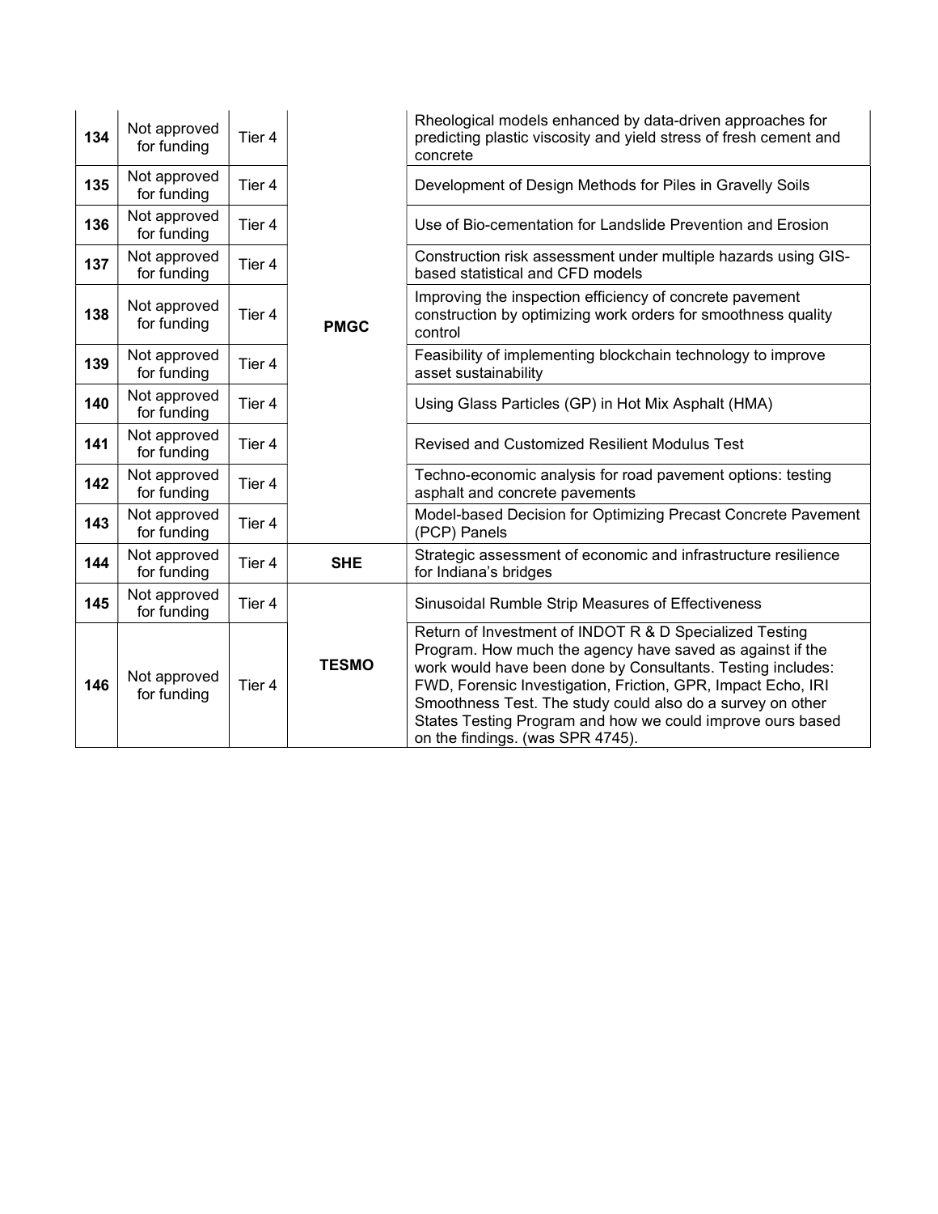| | | | | |
|---|---|---|---|---|
| 134 | Not approved for funding | Tier 4 | PMGC | Rheological models enhanced by data-driven approaches for predicting plastic viscosity and yield stress of fresh cement and concrete |
| 135 | Not approved for funding | Tier 4 | PMGC | Development of Design Methods for Piles in Gravelly Soils |
| 136 | Not approved for funding | Tier 4 | PMGC | Use of Bio-cementation for Landslide Prevention and Erosion |
| 137 | Not approved for funding | Tier 4 | PMGC | Construction risk assessment under multiple hazards using GIS-based statistical and CFD models |
| 138 | Not approved for funding | Tier 4 | PMGC | Improving the inspection efficiency of concrete pavement construction by optimizing work orders for smoothness quality control |
| 139 | Not approved for funding | Tier 4 | PMGC | Feasibility of implementing blockchain technology to improve asset sustainability |
| 140 | Not approved for funding | Tier 4 | PMGC | Using Glass Particles (GP) in Hot Mix Asphalt (HMA) |
| 141 | Not approved for funding | Tier 4 | PMGC | Revised and Customized Resilient Modulus Test |
| 142 | Not approved for funding | Tier 4 | PMGC | Techno-economic analysis for road pavement options: testing asphalt and concrete pavements |
| 143 | Not approved for funding | Tier 4 | PMGC | Model-based Decision for Optimizing Precast Concrete Pavement (PCP) Panels |
| 144 | Not approved for funding | Tier 4 | SHE | Strategic assessment of economic and infrastructure resilience for Indiana's bridges |
| 145 | Not approved for funding | Tier 4 | TESMO | Sinusoidal Rumble Strip Measures of Effectiveness |
| 146 | Not approved for funding | Tier 4 | TESMO | Return of Investment of INDOT R & D Specialized Testing Program. How much the agency have saved as against if the work would have been done by Consultants. Testing includes: FWD, Forensic Investigation, Friction, GPR, Impact Echo, IRI Smoothness Test. The study could also do a survey on other States Testing Program and how we could improve ours based on the findings. (was SPR 4745). |